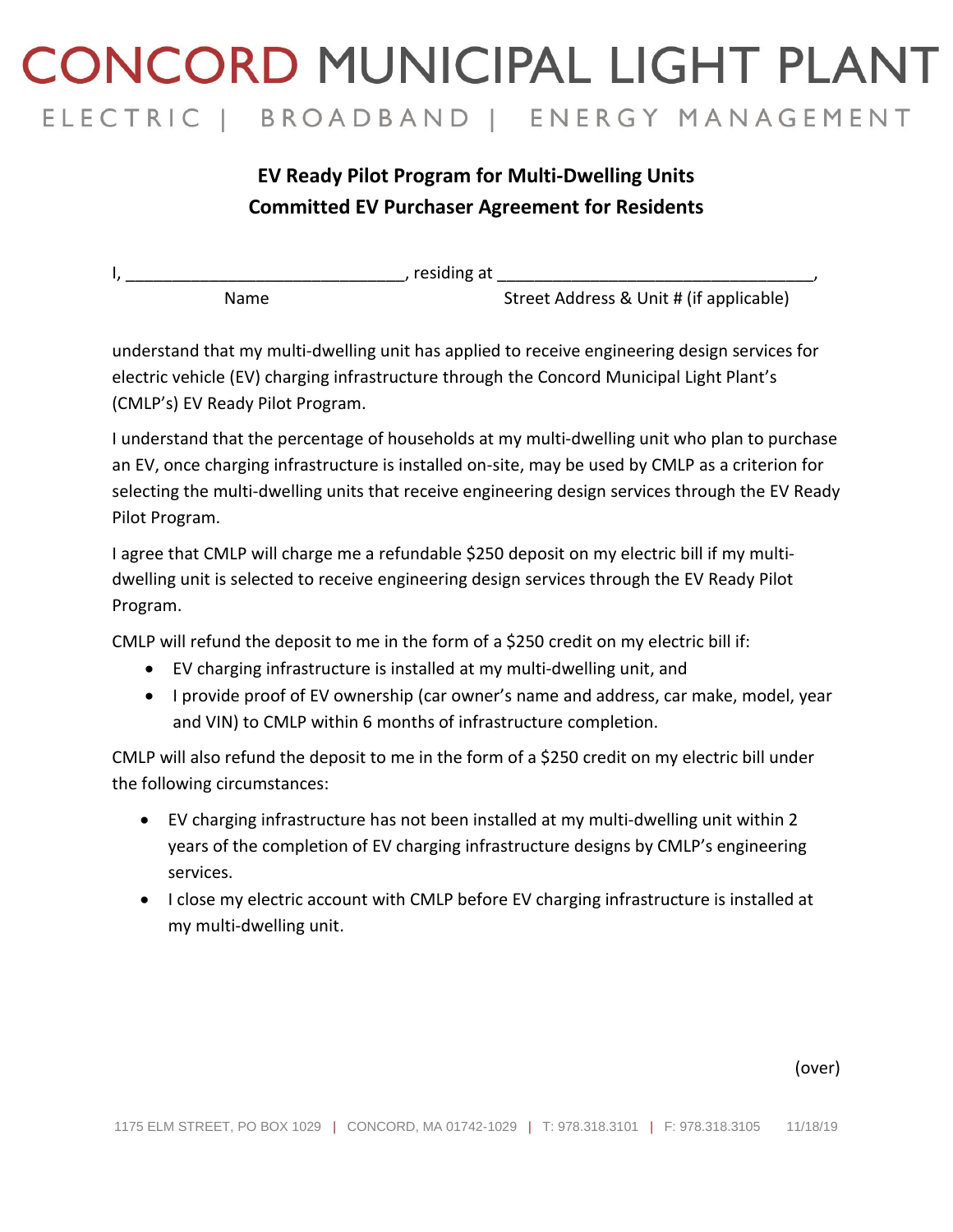# CONCORD MUNICIPAL LIGHT PLANT

ELECTRIC | BROADBAND | ENERGY MANAGEMENT

## EV Ready Pilot Program for Multi-Dwelling Units
## Committed EV Purchaser Agreement for Residents

I, ______________________________, residing at _________________________________,
Name Street Address & Unit # (if applicable)

understand that my multi-dwelling unit has applied to receive engineering design services for electric vehicle (EV) charging infrastructure through the Concord Municipal Light Plant's (CMLP's) EV Ready Pilot Program.

I understand that the percentage of households at my multi-dwelling unit who plan to purchase an EV, once charging infrastructure is installed on-site, may be used by CMLP as a criterion for selecting the multi-dwelling units that receive engineering design services through the EV Ready Pilot Program.

I agree that CMLP will charge me a refundable $250 deposit on my electric bill if my multi-dwelling unit is selected to receive engineering design services through the EV Ready Pilot Program.

CMLP will refund the deposit to me in the form of a $250 credit on my electric bill if:

- EV charging infrastructure is installed at my multi-dwelling unit, and
- I provide proof of EV ownership (car owner's name and address, car make, model, year and VIN) to CMLP within 6 months of infrastructure completion.

CMLP will also refund the deposit to me in the form of a $250 credit on my electric bill under the following circumstances:

- EV charging infrastructure has not been installed at my multi-dwelling unit within 2 years of the completion of EV charging infrastructure designs by CMLP's engineering services.
- I close my electric account with CMLP before EV charging infrastructure is installed at my multi-dwelling unit.

(over)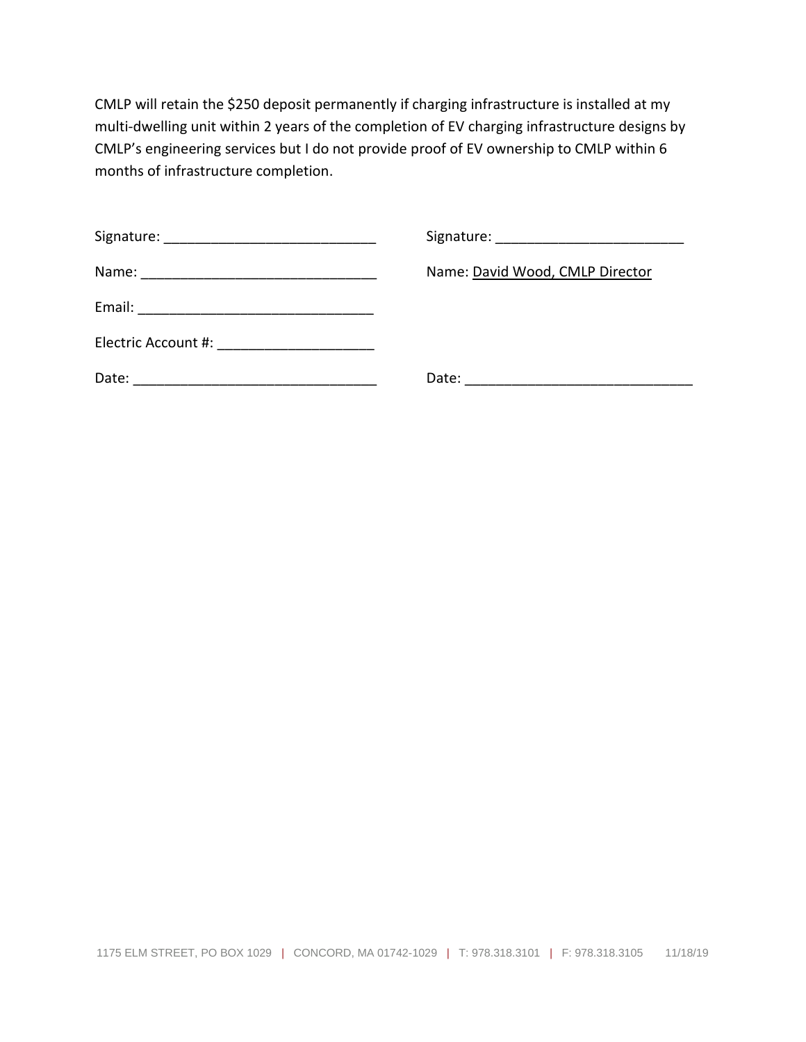CMLP will retain the $250 deposit permanently if charging infrastructure is installed at my multi-dwelling unit within 2 years of the completion of EV charging infrastructure designs by CMLP's engineering services but I do not provide proof of EV ownership to CMLP within 6 months of infrastructure completion.

| | |
|---|---|
| Signature: ___________________________ | Signature: ________________________ |
| Name: ______________________________ | Name: David Wood, CMLP Director |
| Email: ______________________________ | |
| Electric Account #: ____________________ | |
| Date: _______________________________ | Date: _____________________________ |